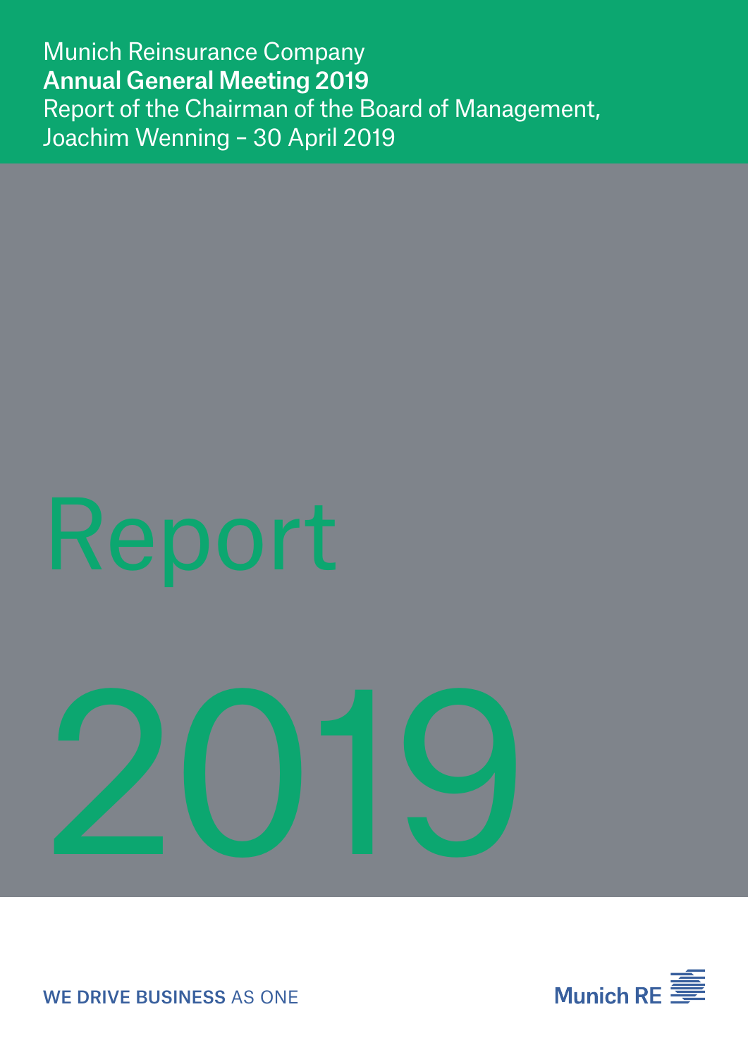Munich Reinsurance Company

**Annual General Meeting 2019**

Report of the Chairman of the Board of Management, Joachim Wenning – 30 April 2019

# Report

# 2019

**WE DRIVE BUSINESS** AS ONE

Munich RE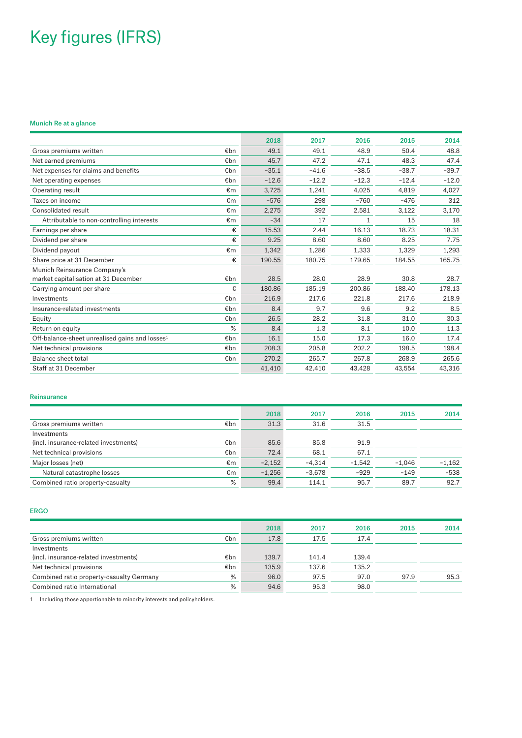# Key figures (IFRS)

### Munich Re at a glance

| | | 2018 | 2017 | 2016 | 2015 | 2014 |
|---|---|---|---|---|---|---|
| Gross premiums written | €bn | 49.1 | 49.1 | 48.9 | 50.4 | 48.8 |
| Net earned premiums | €bn | 45.7 | 47.2 | 47.1 | 48.3 | 47.4 |
| Net expenses for claims and benefits | €bn | –35.1 | –41.6 | –38.5 | –38.7 | –39.7 |
| Net operating expenses | €bn | –12.6 | –12.2 | –12.3 | –12.4 | –12.0 |
| Operating result | €m | 3,725 | 1,241 | 4,025 | 4,819 | 4,027 |
| Taxes on income | €m | –576 | 298 | –760 | –476 | 312 |
| Consolidated result | €m | 2,275 | 392 | 2,581 | 3,122 | 3,170 |
| Attributable to non-controlling interests | €m | –34 | 17 | 1 | 15 | 18 |
| Earnings per share | € | 15.53 | 2.44 | 16.13 | 18.73 | 18.31 |
| Dividend per share | € | 9.25 | 8.60 | 8.60 | 8.25 | 7.75 |
| Dividend payout | €m | 1,342 | 1,286 | 1,333 | 1,329 | 1,293 |
| Share price at 31 December | € | 190.55 | 180.75 | 179.65 | 184.55 | 165.75 |
| Munich Reinsurance Company's market capitalisation at 31 December | €bn | 28.5 | 28.0 | 28.9 | 30.8 | 28.7 |
| Carrying amount per share | € | 180.86 | 185.19 | 200.86 | 188.40 | 178.13 |
| Investments | €bn | 216.9 | 217.6 | 221.8 | 217.6 | 218.9 |
| Insurance-related investments | €bn | 8.4 | 9.7 | 9.6 | 9.2 | 8.5 |
| Equity | €bn | 26.5 | 28.2 | 31.8 | 31.0 | 30.3 |
| Return on equity | % | 8.4 | 1.3 | 8.1 | 10.0 | 11.3 |
| Off-balance-sheet unrealised gains and losses[1] | €bn | 16.1 | 15.0 | 17.3 | 16.0 | 17.4 |
| Net technical provisions | €bn | 208.3 | 205.8 | 202.2 | 198.5 | 198.4 |
| Balance sheet total | €bn | 270.2 | 265.7 | 267.8 | 268.9 | 265.6 |
| Staff at 31 December | | 41,410 | 42,410 | 43,428 | 43,554 | 43,316 |

### Reinsurance

| | | 2018 | 2017 | 2016 | 2015 | 2014 |
|---|---|---|---|---|---|---|
| Gross premiums written | €bn | 31.3 | 31.6 | 31.5 | | |
| Investments (incl. insurance-related investments) | €bn | 85.6 | 85.8 | 91.9 | | |
| Net technical provisions | €bn | 72.4 | 68.1 | 67.1 | | |
| Major losses (net) | €m | –2,152 | –4,314 | –1,542 | –1,046 | –1,162 |
| Natural catastrophe losses | €m | –1,256 | –3,678 | –929 | –149 | –538 |
| Combined ratio property-casualty | % | 99.4 | 114.1 | 95.7 | 89.7 | 92.7 |

### ERGO

| | | 2018 | 2017 | 2016 | 2015 | 2014 |
|---|---|---|---|---|---|---|
| Gross premiums written | €bn | 17.8 | 17.5 | 17.4 | | |
| Investments (incl. insurance-related investments) | €bn | 139.7 | 141.4 | 139.4 | | |
| Net technical provisions | €bn | 135.9 | 137.6 | 135.2 | | |
| Combined ratio property-casualty Germany | % | 96.0 | 97.5 | 97.0 | 97.9 | 95.3 |
| Combined ratio International | % | 94.6 | 95.3 | 98.0 | | |

1 Including those apportionable to minority interests and policyholders.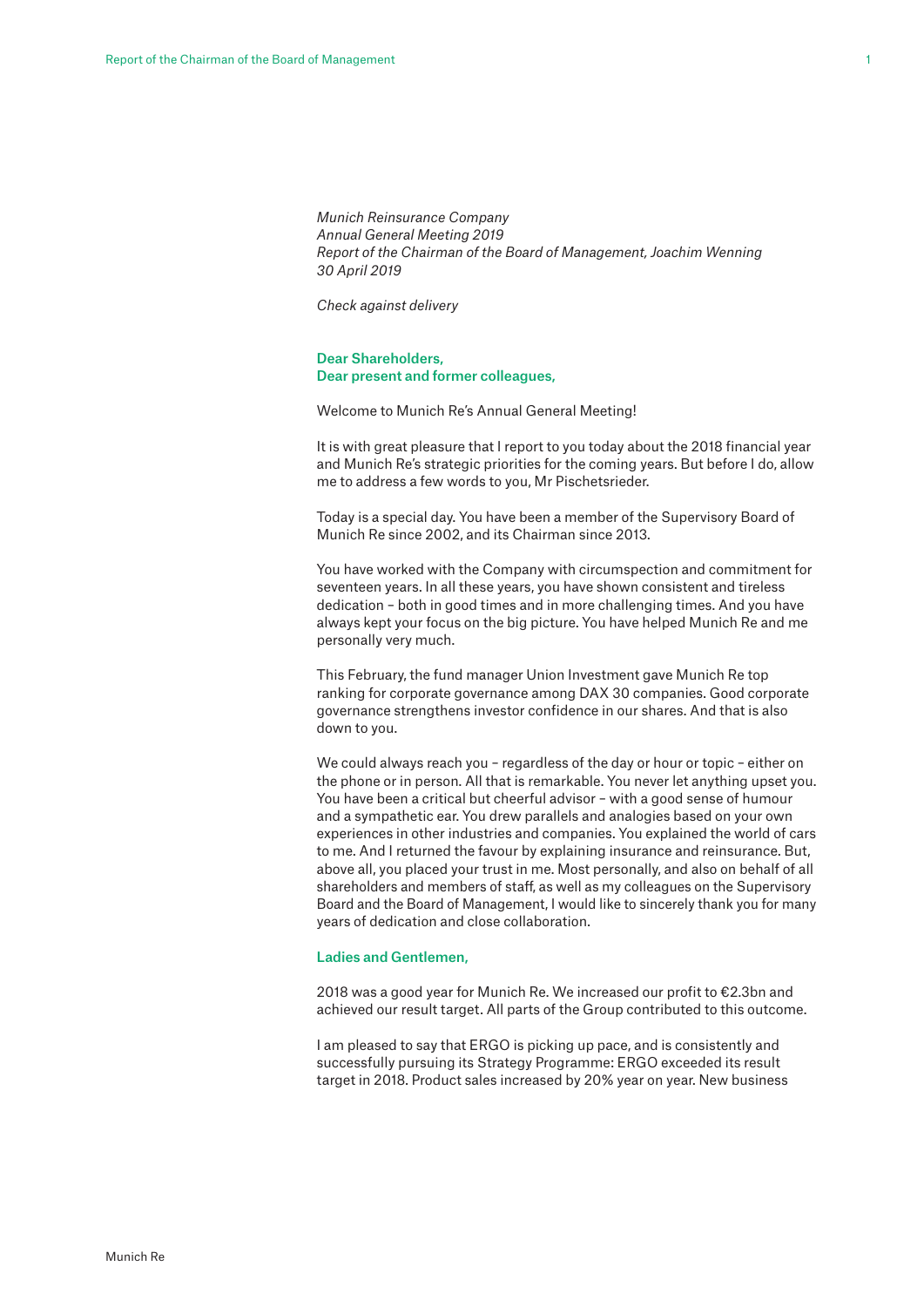*Munich Reinsurance Company*
*Annual General Meeting 2019*
*Report of the Chairman of the Board of Management, Joachim Wenning*
*30 April 2019*

*Check against delivery*

**Dear Shareholders,**
**Dear present and former colleagues,**

Welcome to Munich Re's Annual General Meeting!

It is with great pleasure that I report to you today about the 2018 financial year and Munich Re's strategic priorities for the coming years. But before I do, allow me to address a few words to you, Mr Pischetsrieder.

Today is a special day. You have been a member of the Supervisory Board of Munich Re since 2002, and its Chairman since 2013.

You have worked with the Company with circumspection and commitment for seventeen years. In all these years, you have shown consistent and tireless dedication – both in good times and in more challenging times. And you have always kept your focus on the big picture. You have helped Munich Re and me personally very much.

This February, the fund manager Union Investment gave Munich Re top ranking for corporate governance among DAX 30 companies. Good corporate governance strengthens investor confidence in our shares. And that is also down to you.

We could always reach you – regardless of the day or hour or topic – either on the phone or in person. All that is remarkable. You never let anything upset you. You have been a critical but cheerful advisor – with a good sense of humour and a sympathetic ear. You drew parallels and analogies based on your own experiences in other industries and companies. You explained the world of cars to me. And I returned the favour by explaining insurance and reinsurance. But, above all, you placed your trust in me. Most personally, and also on behalf of all shareholders and members of staff, as well as my colleagues on the Supervisory Board and the Board of Management, I would like to sincerely thank you for many years of dedication and close collaboration.

**Ladies and Gentlemen,**

2018 was a good year for Munich Re. We increased our profit to €2.3bn and achieved our result target. All parts of the Group contributed to this outcome.

I am pleased to say that ERGO is picking up pace, and is consistently and successfully pursuing its Strategy Programme: ERGO exceeded its result target in 2018. Product sales increased by 20% year on year. New business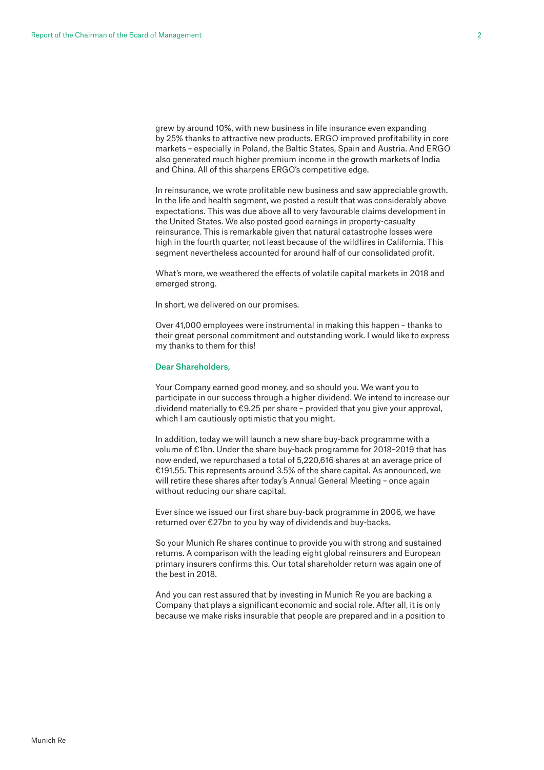grew by around 10%, with new business in life insurance even expanding by 25% thanks to attractive new products. ERGO improved profitability in core markets – especially in Poland, the Baltic States, Spain and Austria. And ERGO also generated much higher premium income in the growth markets of India and China. All of this sharpens ERGO's competitive edge.

In reinsurance, we wrote profitable new business and saw appreciable growth. In the life and health segment, we posted a result that was considerably above expectations. This was due above all to very favourable claims development in the United States. We also posted good earnings in property-casualty reinsurance. This is remarkable given that natural catastrophe losses were high in the fourth quarter, not least because of the wildfires in California. This segment nevertheless accounted for around half of our consolidated profit.

What's more, we weathered the effects of volatile capital markets in 2018 and emerged strong.

In short, we delivered on our promises.

Over 41,000 employees were instrumental in making this happen – thanks to their great personal commitment and outstanding work. I would like to express my thanks to them for this!

**Dear Shareholders,**

Your Company earned good money, and so should you. We want you to participate in our success through a higher dividend. We intend to increase our dividend materially to €9.25 per share – provided that you give your approval, which I am cautiously optimistic that you might.

In addition, today we will launch a new share buy-back programme with a volume of €1bn. Under the share buy-back programme for 2018–2019 that has now ended, we repurchased a total of 5,220,616 shares at an average price of €191.55. This represents around 3.5% of the share capital. As announced, we will retire these shares after today's Annual General Meeting – once again without reducing our share capital.

Ever since we issued our first share buy-back programme in 2006, we have returned over €27bn to you by way of dividends and buy-backs.

So your Munich Re shares continue to provide you with strong and sustained returns. A comparison with the leading eight global reinsurers and European primary insurers confirms this. Our total shareholder return was again one of the best in 2018.

And you can rest assured that by investing in Munich Re you are backing a Company that plays a significant economic and social role. After all, it is only because we make risks insurable that people are prepared and in a position to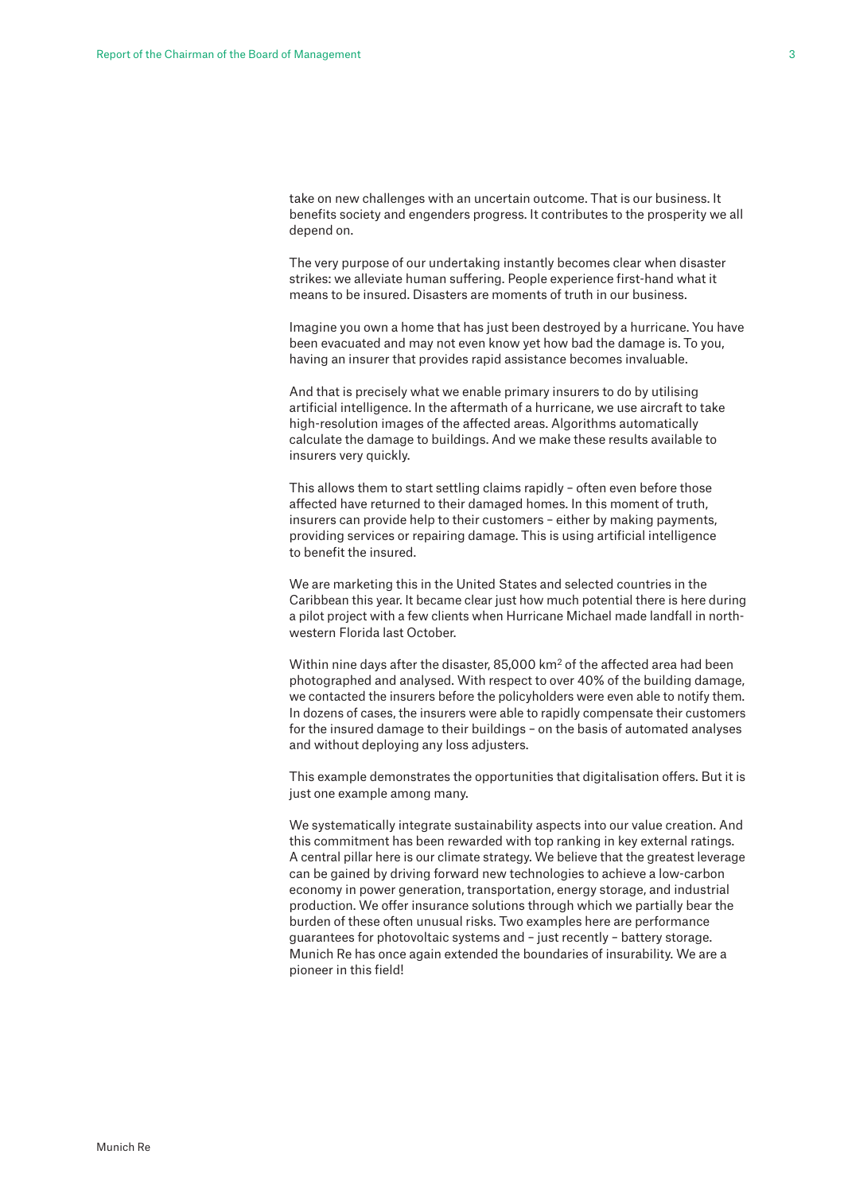take on new challenges with an uncertain outcome. That is our business. It benefits society and engenders progress. It contributes to the prosperity we all depend on.

The very purpose of our undertaking instantly becomes clear when disaster strikes: we alleviate human suffering. People experience first-hand what it means to be insured. Disasters are moments of truth in our business.

Imagine you own a home that has just been destroyed by a hurricane. You have been evacuated and may not even know yet how bad the damage is. To you, having an insurer that provides rapid assistance becomes invaluable.

And that is precisely what we enable primary insurers to do by utilising artificial intelligence. In the aftermath of a hurricane, we use aircraft to take high-resolution images of the affected areas. Algorithms automatically calculate the damage to buildings. And we make these results available to insurers very quickly.

This allows them to start settling claims rapidly – often even before those affected have returned to their damaged homes. In this moment of truth, insurers can provide help to their customers – either by making payments, providing services or repairing damage. This is using artificial intelligence to benefit the insured.

We are marketing this in the United States and selected countries in the Caribbean this year. It became clear just how much potential there is here during a pilot project with a few clients when Hurricane Michael made landfall in north-western Florida last October.

Within nine days after the disaster, 85,000 $km^2$ of the affected area had been photographed and analysed. With respect to over 40% of the building damage, we contacted the insurers before the policyholders were even able to notify them. In dozens of cases, the insurers were able to rapidly compensate their customers for the insured damage to their buildings – on the basis of automated analyses and without deploying any loss adjusters.

This example demonstrates the opportunities that digitalisation offers. But it is just one example among many.

We systematically integrate sustainability aspects into our value creation. And this commitment has been rewarded with top ranking in key external ratings. A central pillar here is our climate strategy. We believe that the greatest leverage can be gained by driving forward new technologies to achieve a low-carbon economy in power generation, transportation, energy storage, and industrial production. We offer insurance solutions through which we partially bear the burden of these often unusual risks. Two examples here are performance guarantees for photovoltaic systems and – just recently – battery storage. Munich Re has once again extended the boundaries of insurability. We are a pioneer in this field!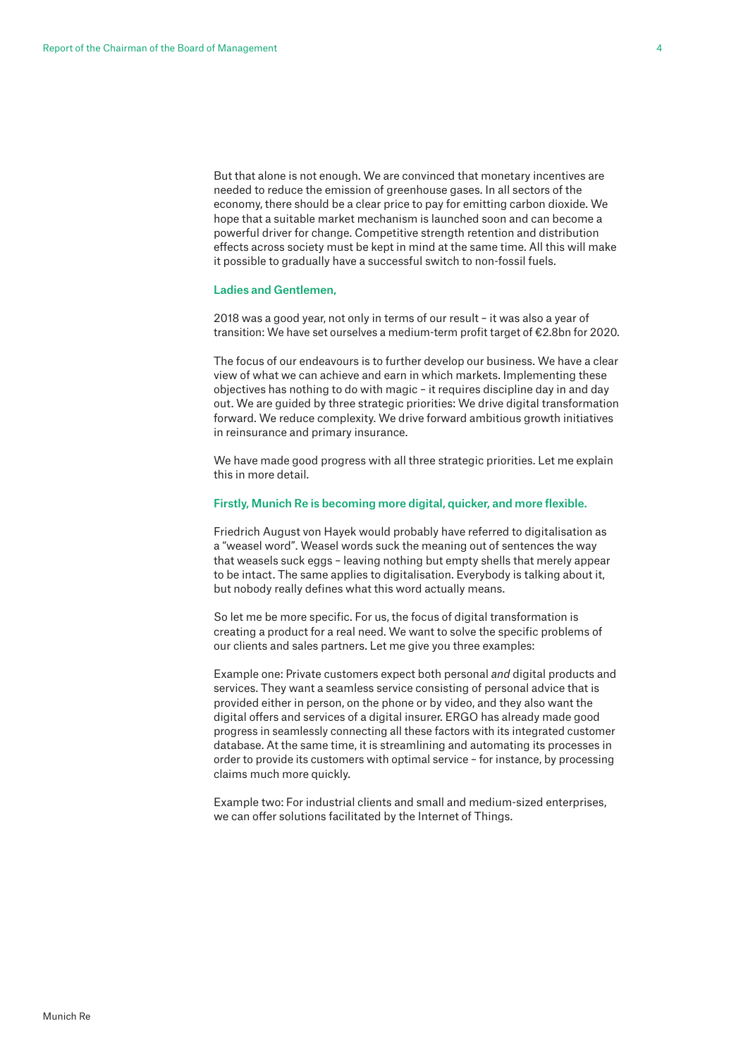But that alone is not enough. We are convinced that monetary incentives are needed to reduce the emission of greenhouse gases. In all sectors of the economy, there should be a clear price to pay for emitting carbon dioxide. We hope that a suitable market mechanism is launched soon and can become a powerful driver for change. Competitive strength retention and distribution effects across society must be kept in mind at the same time. All this will make it possible to gradually have a successful switch to non-fossil fuels.

**Ladies and Gentlemen,**

2018 was a good year, not only in terms of our result – it was also a year of transition: We have set ourselves a medium-term profit target of €2.8bn for 2020.

The focus of our endeavours is to further develop our business. We have a clear view of what we can achieve and earn in which markets. Implementing these objectives has nothing to do with magic – it requires discipline day in and day out. We are guided by three strategic priorities: We drive digital transformation forward. We reduce complexity. We drive forward ambitious growth initiatives in reinsurance and primary insurance.

We have made good progress with all three strategic priorities. Let me explain this in more detail.

**Firstly, Munich Re is becoming more digital, quicker, and more flexible.**

Friedrich August von Hayek would probably have referred to digitalisation as a "weasel word". Weasel words suck the meaning out of sentences the way that weasels suck eggs – leaving nothing but empty shells that merely appear to be intact. The same applies to digitalisation. Everybody is talking about it, but nobody really defines what this word actually means.

So let me be more specific. For us, the focus of digital transformation is creating a product for a real need. We want to solve the specific problems of our clients and sales partners. Let me give you three examples:

Example one: Private customers expect both personal *and* digital products and services. They want a seamless service consisting of personal advice that is provided either in person, on the phone or by video, and they also want the digital offers and services of a digital insurer. ERGO has already made good progress in seamlessly connecting all these factors with its integrated customer database. At the same time, it is streamlining and automating its processes in order to provide its customers with optimal service – for instance, by processing claims much more quickly.

Example two: For industrial clients and small and medium-sized enterprises, we can offer solutions facilitated by the Internet of Things.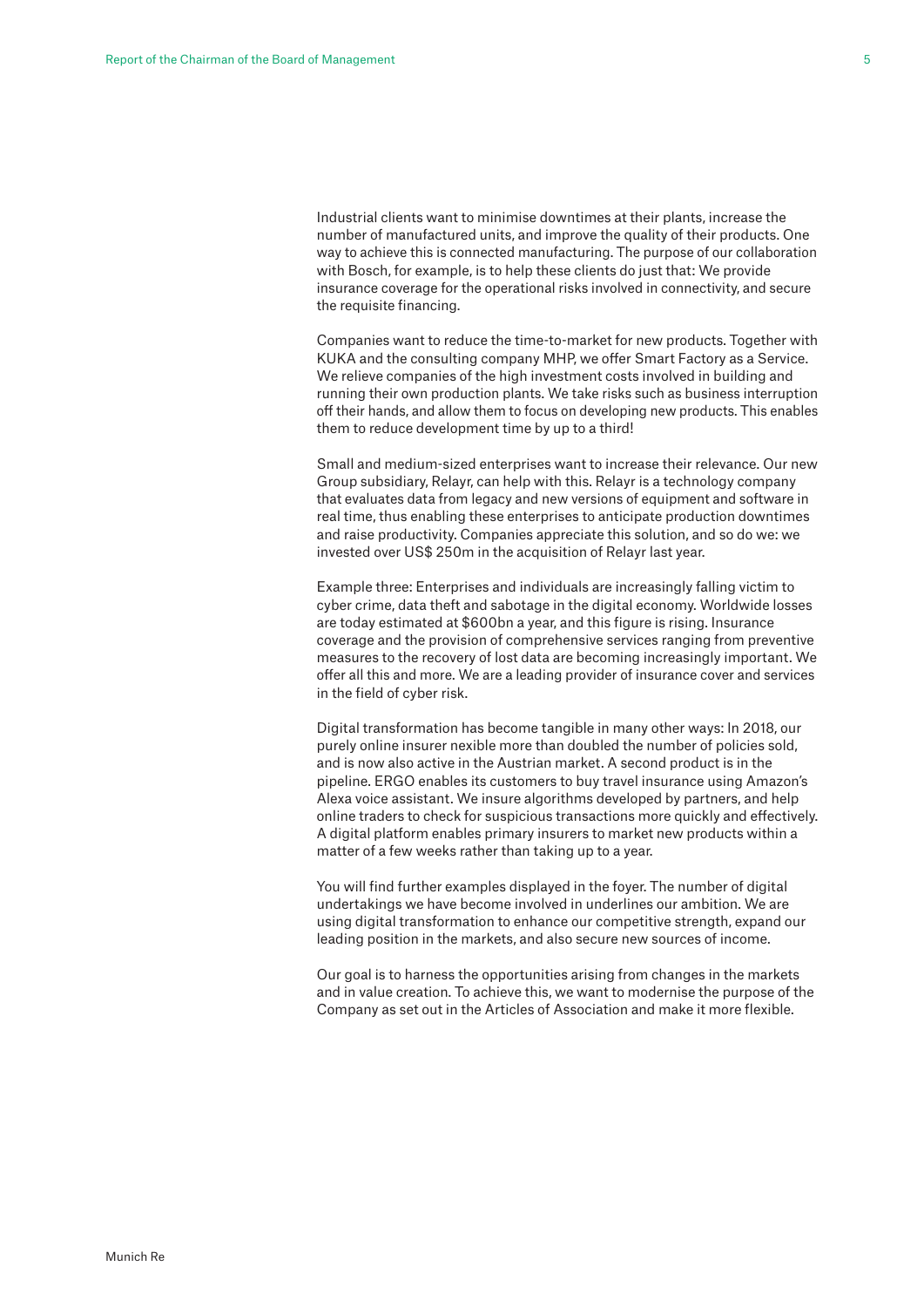Industrial clients want to minimise downtimes at their plants, increase the number of manufactured units, and improve the quality of their products. One way to achieve this is connected manufacturing. The purpose of our collaboration with Bosch, for example, is to help these clients do just that: We provide insurance coverage for the operational risks involved in connectivity, and secure the requisite financing.

Companies want to reduce the time-to-market for new products. Together with KUKA and the consulting company MHP, we offer Smart Factory as a Service. We relieve companies of the high investment costs involved in building and running their own production plants. We take risks such as business interruption off their hands, and allow them to focus on developing new products. This enables them to reduce development time by up to a third!

Small and medium-sized enterprises want to increase their relevance. Our new Group subsidiary, Relayr, can help with this. Relayr is a technology company that evaluates data from legacy and new versions of equipment and software in real time, thus enabling these enterprises to anticipate production downtimes and raise productivity. Companies appreciate this solution, and so do we: we invested over US$ 250m in the acquisition of Relayr last year.

Example three: Enterprises and individuals are increasingly falling victim to cyber crime, data theft and sabotage in the digital economy. Worldwide losses are today estimated at $600bn a year, and this figure is rising. Insurance coverage and the provision of comprehensive services ranging from preventive measures to the recovery of lost data are becoming increasingly important. We offer all this and more. We are a leading provider of insurance cover and services in the field of cyber risk.

Digital transformation has become tangible in many other ways: In 2018, our purely online insurer nexible more than doubled the number of policies sold, and is now also active in the Austrian market. A second product is in the pipeline. ERGO enables its customers to buy travel insurance using Amazon's Alexa voice assistant. We insure algorithms developed by partners, and help online traders to check for suspicious transactions more quickly and effectively. A digital platform enables primary insurers to market new products within a matter of a few weeks rather than taking up to a year.

You will find further examples displayed in the foyer. The number of digital undertakings we have become involved in underlines our ambition. We are using digital transformation to enhance our competitive strength, expand our leading position in the markets, and also secure new sources of income.

Our goal is to harness the opportunities arising from changes in the markets and in value creation. To achieve this, we want to modernise the purpose of the Company as set out in the Articles of Association and make it more flexible.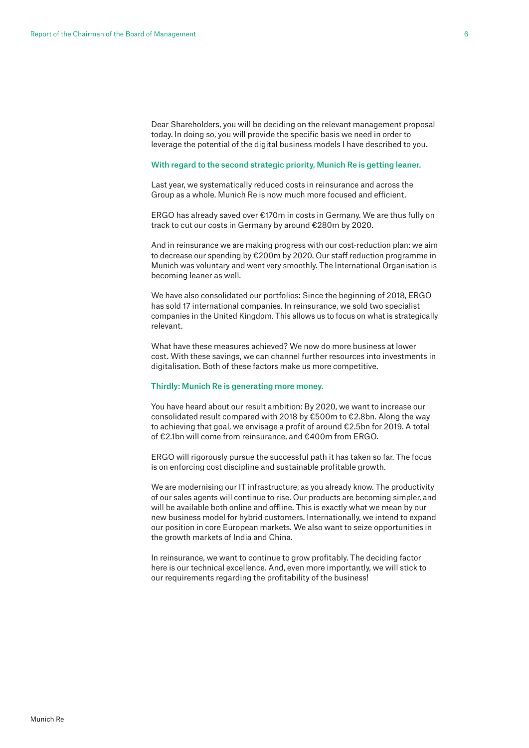Dear Shareholders, you will be deciding on the relevant management proposal today. In doing so, you will provide the specific basis we need in order to leverage the potential of the digital business models I have described to you.

**With regard to the second strategic priority, Munich Re is getting leaner.**

Last year, we systematically reduced costs in reinsurance and across the Group as a whole. Munich Re is now much more focused and efficient.

ERGO has already saved over €170m in costs in Germany. We are thus fully on track to cut our costs in Germany by around €280m by 2020.

And in reinsurance we are making progress with our cost-reduction plan: we aim to decrease our spending by €200m by 2020. Our staff reduction programme in Munich was voluntary and went very smoothly. The International Organisation is becoming leaner as well.

We have also consolidated our portfolios: Since the beginning of 2018, ERGO has sold 17 international companies. In reinsurance, we sold two specialist companies in the United Kingdom. This allows us to focus on what is strategically relevant.

What have these measures achieved? We now do more business at lower cost. With these savings, we can channel further resources into investments in digitalisation. Both of these factors make us more competitive.

**Thirdly: Munich Re is generating more money.**

You have heard about our result ambition: By 2020, we want to increase our consolidated result compared with 2018 by €500m to €2.8bn. Along the way to achieving that goal, we envisage a profit of around €2.5bn for 2019. A total of €2.1bn will come from reinsurance, and €400m from ERGO.

ERGO will rigorously pursue the successful path it has taken so far. The focus is on enforcing cost discipline and sustainable profitable growth.

We are modernising our IT infrastructure, as you already know. The productivity of our sales agents will continue to rise. Our products are becoming simpler, and will be available both online and offline. This is exactly what we mean by our new business model for hybrid customers. Internationally, we intend to expand our position in core European markets. We also want to seize opportunities in the growth markets of India and China.

In reinsurance, we want to continue to grow profitably. The deciding factor here is our technical excellence. And, even more importantly, we will stick to our requirements regarding the profitability of the business!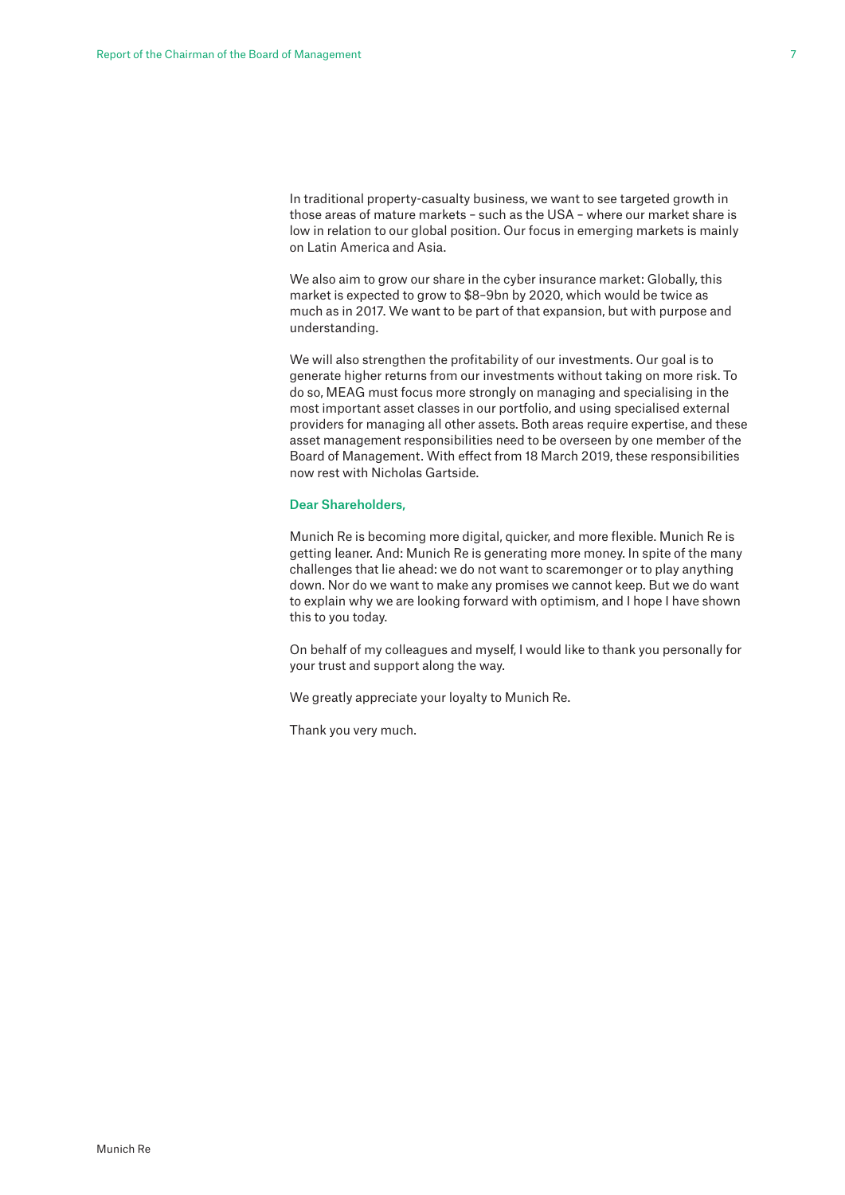In traditional property-casualty business, we want to see targeted growth in those areas of mature markets – such as the USA – where our market share is low in relation to our global position. Our focus in emerging markets is mainly on Latin America and Asia.

We also aim to grow our share in the cyber insurance market: Globally, this market is expected to grow to $8–9bn by 2020, which would be twice as much as in 2017. We want to be part of that expansion, but with purpose and understanding.

We will also strengthen the profitability of our investments. Our goal is to generate higher returns from our investments without taking on more risk. To do so, MEAG must focus more strongly on managing and specialising in the most important asset classes in our portfolio, and using specialised external providers for managing all other assets. Both areas require expertise, and these asset management responsibilities need to be overseen by one member of the Board of Management. With effect from 18 March 2019, these responsibilities now rest with Nicholas Gartside.

**Dear Shareholders,**

Munich Re is becoming more digital, quicker, and more flexible. Munich Re is getting leaner. And: Munich Re is generating more money. In spite of the many challenges that lie ahead: we do not want to scaremonger or to play anything down. Nor do we want to make any promises we cannot keep. But we do want to explain why we are looking forward with optimism, and I hope I have shown this to you today.

On behalf of my colleagues and myself, I would like to thank you personally for your trust and support along the way.

We greatly appreciate your loyalty to Munich Re.

Thank you very much.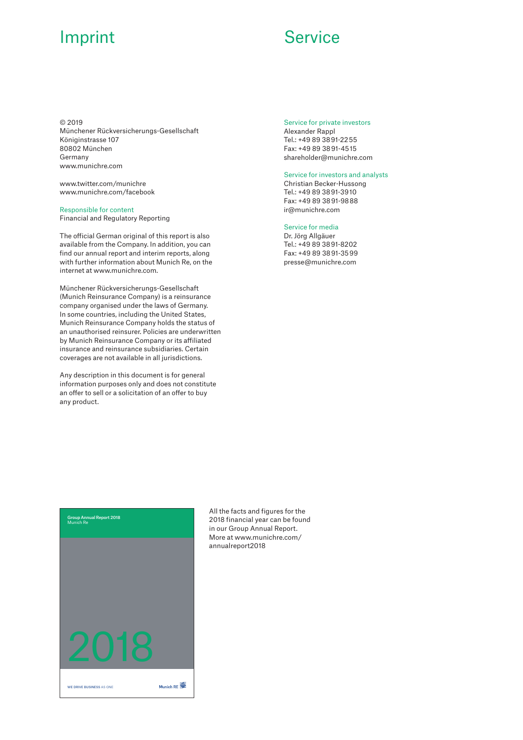# Imprint

© 2019
Münchener Rückversicherungs-Gesellschaft
Königinstrasse 107
80802 München
Germany
www.munichre.com

www.twitter.com/munichre
www.munichre.com/facebook

Responsible for content
Financial and Regulatory Reporting

The official German original of this report is also available from the Company. In addition, you can find our annual report and interim reports, along with further information about Munich Re, on the internet at www.munichre.com.

Münchener Rückversicherungs-Gesellschaft (Munich Reinsurance Company) is a reinsurance company organised under the laws of Germany. In some countries, including the United States, Munich Reinsurance Company holds the status of an unauthorised reinsurer. Policies are underwritten by Munich Reinsurance Company or its affiliated insurance and reinsurance subsidiaries. Certain coverages are not available in all jurisdictions.

Any description in this document is for general information purposes only and does not constitute an offer to sell or a solicitation of an offer to buy any product.

# Service

Service for private investors
Alexander Rappl
Tel.: +49 89 3891-2255
Fax: +49 89 3891-4515
shareholder@munichre.com

Service for investors and analysts
Christian Becker-Hussong
Tel.: +49 89 3891-3910
Fax: +49 89 3891-9888
ir@munichre.com

Service for media
Dr. Jörg Allgäuer
Tel.: +49 89 3891-8202
Fax: +49 89 3891-3599
presse@munichre.com

Group Annual Report 2018
Munich Re

2018

WE DRIVE BUSINESS AS ONE

Munich RE

All the facts and figures for the 2018 financial year can be found in our Group Annual Report. More at www.munichre.com/annualreport2018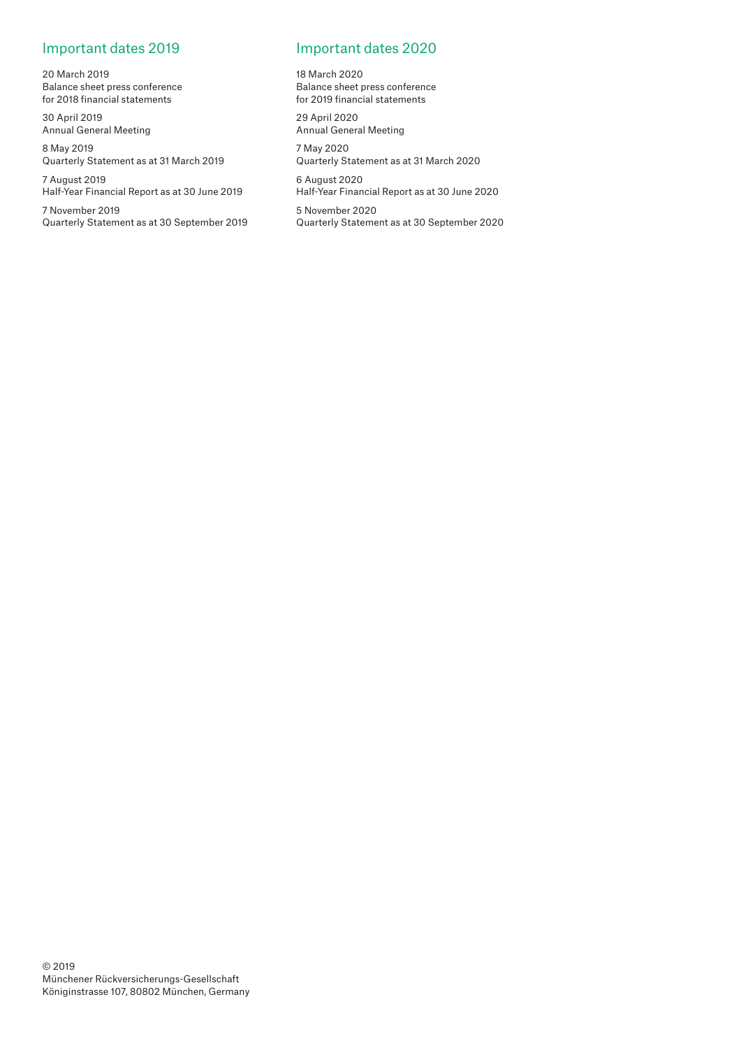## Important dates 2019

20 March 2019
Balance sheet press conference for 2018 financial statements

30 April 2019
Annual General Meeting

8 May 2019
Quarterly Statement as at 31 March 2019

7 August 2019
Half-Year Financial Report as at 30 June 2019

7 November 2019
Quarterly Statement as at 30 September 2019

## Important dates 2020

18 March 2020
Balance sheet press conference for 2019 financial statements

29 April 2020
Annual General Meeting

7 May 2020
Quarterly Statement as at 31 March 2020

6 August 2020
Half-Year Financial Report as at 30 June 2020

5 November 2020
Quarterly Statement as at 30 September 2020

© 2019
Münchener Rückversicherungs-Gesellschaft
Königinstrasse 107, 80802 München, Germany